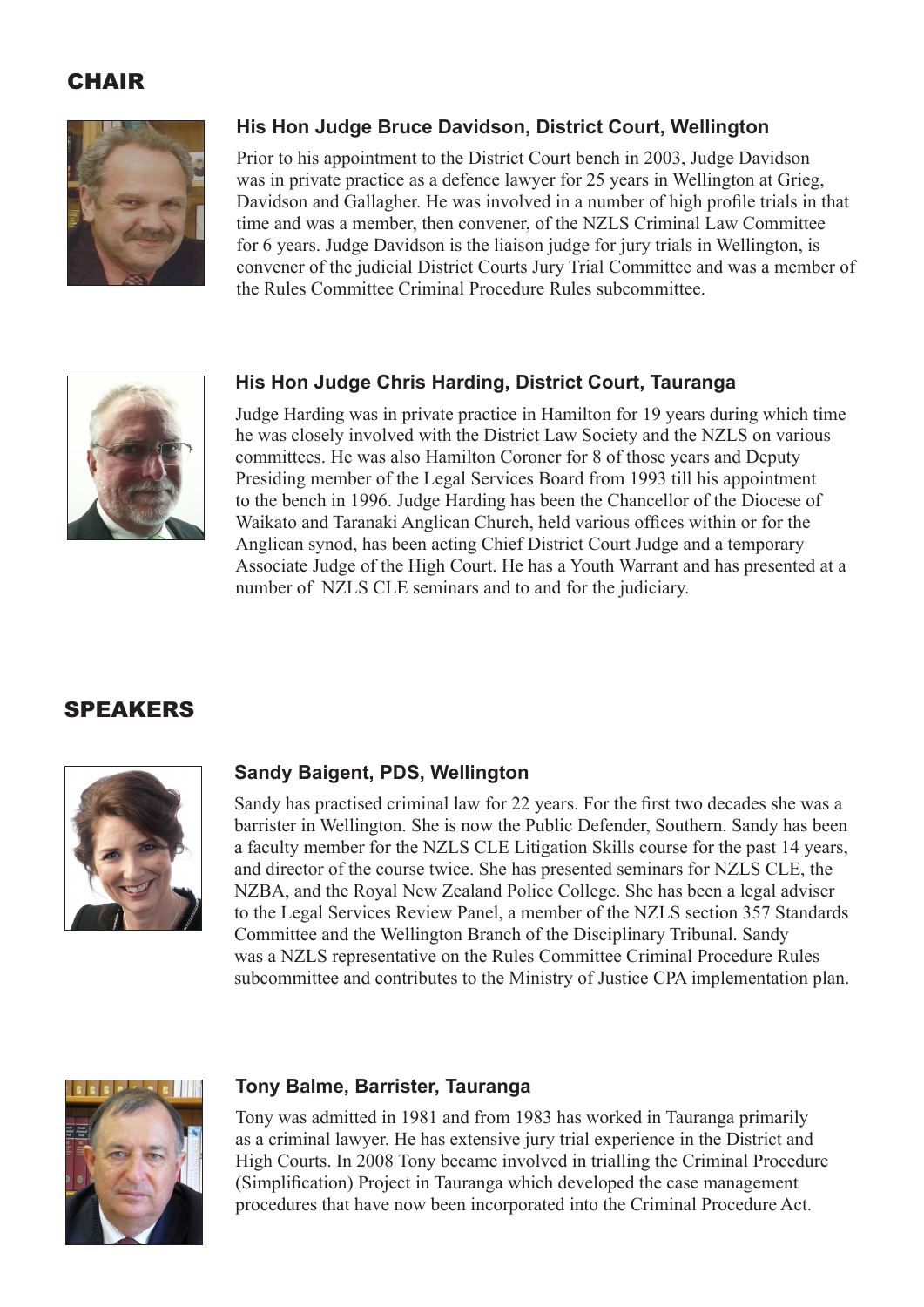## CHAIR

### His Hon Judge Bruce Davidson, District Court, Wellington

Prior to his appointment to the District Court bench in 2003, Judge Davidson was in private practice as a defence lawyer for 25 years in Wellington at Grieg, Davidson and Gallagher. He was involved in a number of high profile trials in that time and was a member, then convener, of the NZLS Criminal Law Committee for 6 years. Judge Davidson is the liaison judge for jury trials in Wellington, is convener of the judicial District Courts Jury Trial Committee and was a member of the Rules Committee Criminal Procedure Rules subcommittee.

### His Hon Judge Chris Harding, District Court, Tauranga

Judge Harding was in private practice in Hamilton for 19 years during which time he was closely involved with the District Law Society and the NZLS on various committees. He was also Hamilton Coroner for 8 of those years and Deputy Presiding member of the Legal Services Board from 1993 till his appointment to the bench in 1996. Judge Harding has been the Chancellor of the Diocese of Waikato and Taranaki Anglican Church, held various offices within or for the Anglican synod, has been acting Chief District Court Judge and a temporary Associate Judge of the High Court. He has a Youth Warrant and has presented at a number of NZLS CLE seminars and to and for the judiciary.

## SPEAKERS

### Sandy Baigent, PDS, Wellington

Sandy has practised criminal law for 22 years. For the first two decades she was a barrister in Wellington. She is now the Public Defender, Southern. Sandy has been a faculty member for the NZLS CLE Litigation Skills course for the past 14 years, and director of the course twice. She has presented seminars for NZLS CLE, the NZBA, and the Royal New Zealand Police College. She has been a legal adviser to the Legal Services Review Panel, a member of the NZLS section 357 Standards Committee and the Wellington Branch of the Disciplinary Tribunal. Sandy was a NZLS representative on the Rules Committee Criminal Procedure Rules subcommittee and contributes to the Ministry of Justice CPA implementation plan.

### Tony Balme, Barrister, Tauranga

Tony was admitted in 1981 and from 1983 has worked in Tauranga primarily as a criminal lawyer. He has extensive jury trial experience in the District and High Courts. In 2008 Tony became involved in trialling the Criminal Procedure (Simplification) Project in Tauranga which developed the case management procedures that have now been incorporated into the Criminal Procedure Act.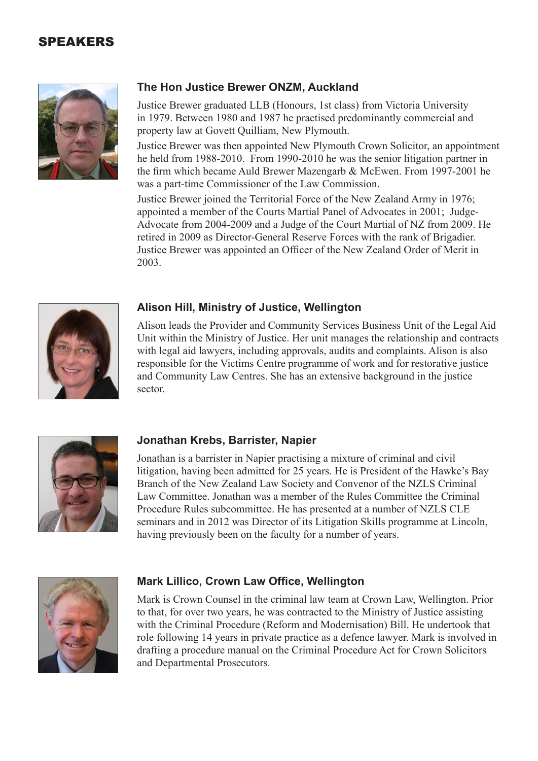## SPEAKERS

### The Hon Justice Brewer ONZM, Auckland

Justice Brewer graduated LLB (Honours, 1st class) from Victoria University in 1979. Between 1980 and 1987 he practised predominantly commercial and property law at Govett Quilliam, New Plymouth.

Justice Brewer was then appointed New Plymouth Crown Solicitor, an appointment he held from 1988-2010. From 1990-2010 he was the senior litigation partner in the firm which became Auld Brewer Mazengarb & McEwen. From 1997-2001 he was a part-time Commissioner of the Law Commission.

Justice Brewer joined the Territorial Force of the New Zealand Army in 1976; appointed a member of the Courts Martial Panel of Advocates in 2001; Judge-Advocate from 2004-2009 and a Judge of the Court Martial of NZ from 2009. He retired in 2009 as Director-General Reserve Forces with the rank of Brigadier. Justice Brewer was appointed an Officer of the New Zealand Order of Merit in 2003.

### Alison Hill, Ministry of Justice, Wellington

Alison leads the Provider and Community Services Business Unit of the Legal Aid Unit within the Ministry of Justice. Her unit manages the relationship and contracts with legal aid lawyers, including approvals, audits and complaints. Alison is also responsible for the Victims Centre programme of work and for restorative justice and Community Law Centres. She has an extensive background in the justice sector.

### Jonathan Krebs, Barrister, Napier

Jonathan is a barrister in Napier practising a mixture of criminal and civil litigation, having been admitted for 25 years. He is President of the Hawke's Bay Branch of the New Zealand Law Society and Convenor of the NZLS Criminal Law Committee. Jonathan was a member of the Rules Committee the Criminal Procedure Rules subcommittee. He has presented at a number of NZLS CLE seminars and in 2012 was Director of its Litigation Skills programme at Lincoln, having previously been on the faculty for a number of years.

### Mark Lillico, Crown Law Office, Wellington

Mark is Crown Counsel in the criminal law team at Crown Law, Wellington. Prior to that, for over two years, he was contracted to the Ministry of Justice assisting with the Criminal Procedure (Reform and Modernisation) Bill. He undertook that role following 14 years in private practice as a defence lawyer. Mark is involved in drafting a procedure manual on the Criminal Procedure Act for Crown Solicitors and Departmental Prosecutors.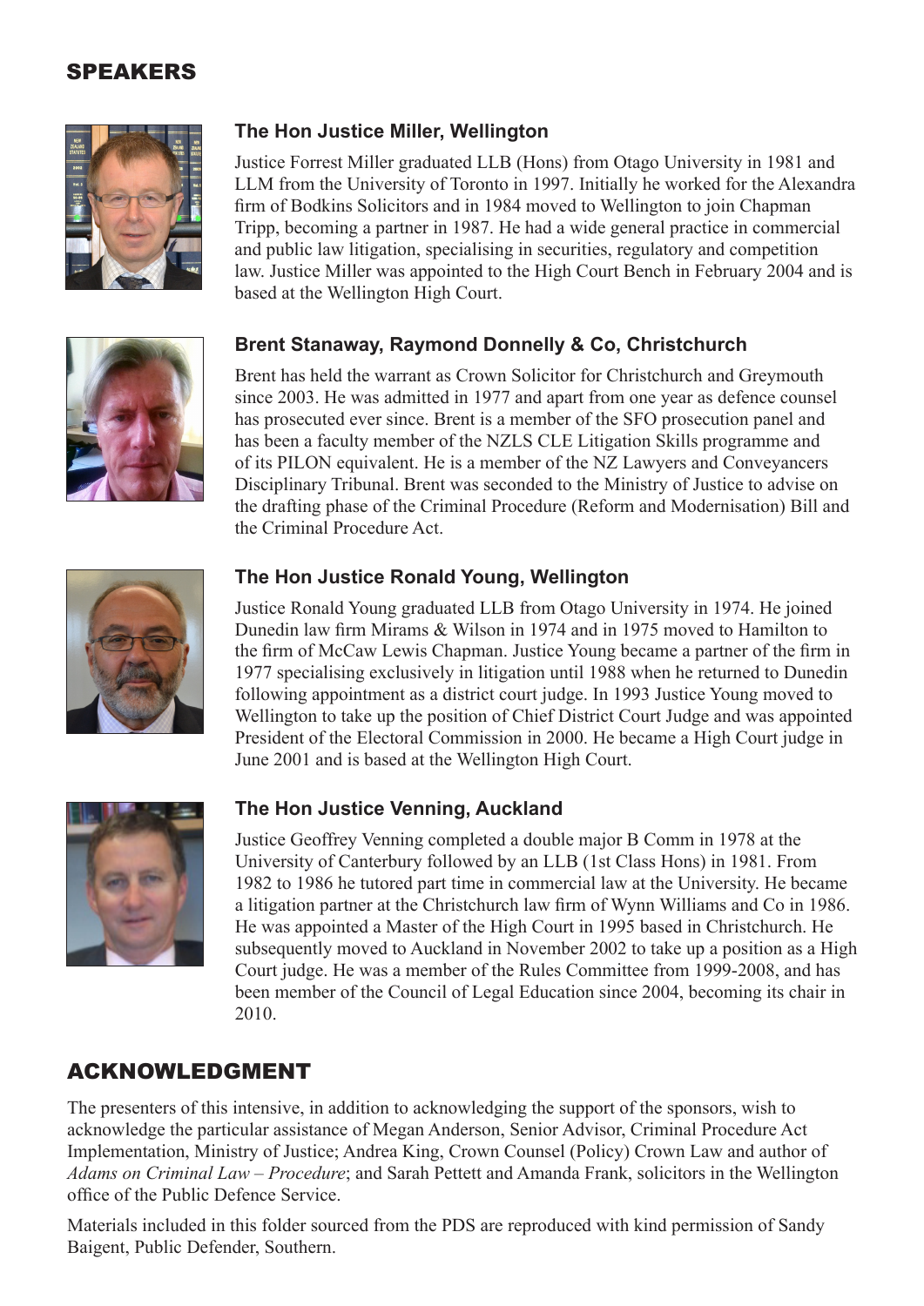## SPEAKERS

### The Hon Justice Miller, Wellington

Justice Forrest Miller graduated LLB (Hons) from Otago University in 1981 and LLM from the University of Toronto in 1997. Initially he worked for the Alexandra firm of Bodkins Solicitors and in 1984 moved to Wellington to join Chapman Tripp, becoming a partner in 1987. He had a wide general practice in commercial and public law litigation, specialising in securities, regulatory and competition law. Justice Miller was appointed to the High Court Bench in February 2004 and is based at the Wellington High Court.

### Brent Stanaway, Raymond Donnelly & Co, Christchurch

Brent has held the warrant as Crown Solicitor for Christchurch and Greymouth since 2003. He was admitted in 1977 and apart from one year as defence counsel has prosecuted ever since. Brent is a member of the SFO prosecution panel and has been a faculty member of the NZLS CLE Litigation Skills programme and of its PILON equivalent. He is a member of the NZ Lawyers and Conveyancers Disciplinary Tribunal. Brent was seconded to the Ministry of Justice to advise on the drafting phase of the Criminal Procedure (Reform and Modernisation) Bill and the Criminal Procedure Act.

### The Hon Justice Ronald Young, Wellington

Justice Ronald Young graduated LLB from Otago University in 1974. He joined Dunedin law firm Mirams & Wilson in 1974 and in 1975 moved to Hamilton to the firm of McCaw Lewis Chapman. Justice Young became a partner of the firm in 1977 specialising exclusively in litigation until 1988 when he returned to Dunedin following appointment as a district court judge. In 1993 Justice Young moved to Wellington to take up the position of Chief District Court Judge and was appointed President of the Electoral Commission in 2000. He became a High Court judge in June 2001 and is based at the Wellington High Court.

### The Hon Justice Venning, Auckland

Justice Geoffrey Venning completed a double major B Comm in 1978 at the University of Canterbury followed by an LLB (1st Class Hons) in 1981. From 1982 to 1986 he tutored part time in commercial law at the University. He became a litigation partner at the Christchurch law firm of Wynn Williams and Co in 1986. He was appointed a Master of the High Court in 1995 based in Christchurch. He subsequently moved to Auckland in November 2002 to take up a position as a High Court judge. He was a member of the Rules Committee from 1999-2008, and has been member of the Council of Legal Education since 2004, becoming its chair in 2010.

## ACKNOWLEDGMENT

The presenters of this intensive, in addition to acknowledging the support of the sponsors, wish to acknowledge the particular assistance of Megan Anderson, Senior Advisor, Criminal Procedure Act Implementation, Ministry of Justice; Andrea King, Crown Counsel (Policy) Crown Law and author of *Adams on Criminal Law – Procedure*; and Sarah Pettett and Amanda Frank, solicitors in the Wellington office of the Public Defence Service.

Materials included in this folder sourced from the PDS are reproduced with kind permission of Sandy Baigent, Public Defender, Southern.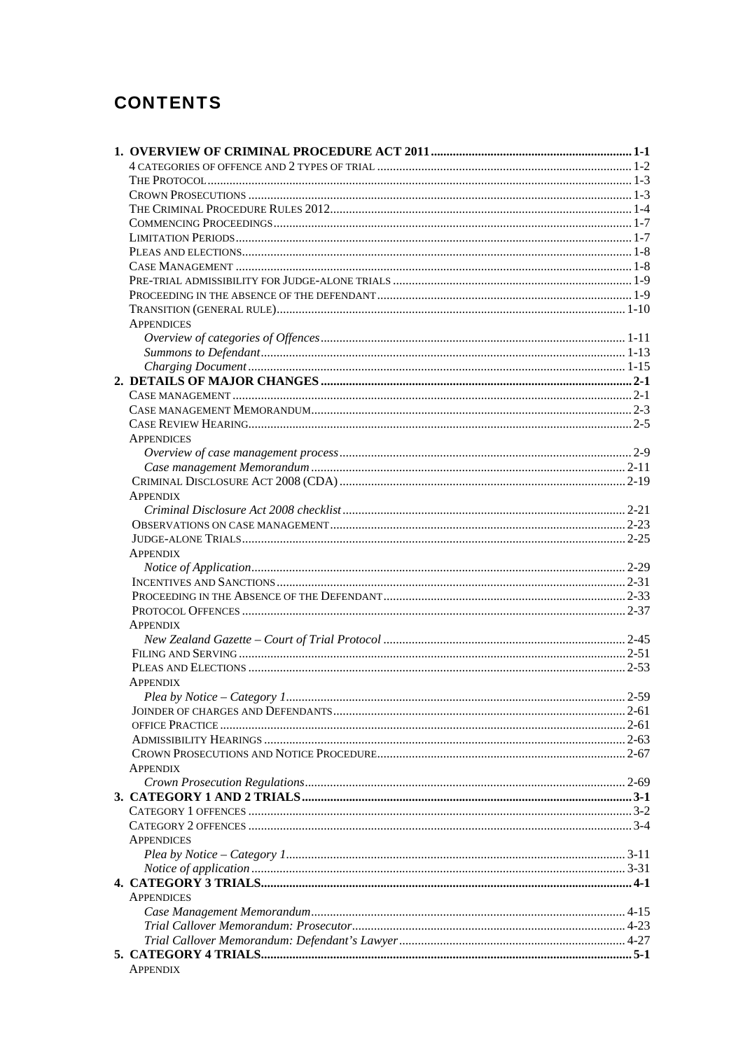# CONTENTS

**1. OVERVIEW OF CRIMINAL PROCEDURE ACT 2011** ..... 1-1

- 4 CATEGORIES OF OFFENCE AND 2 TYPES OF TRIAL ..... 1-2
- THE PROTOCOL ..... 1-3
- CROWN PROSECUTIONS ..... 1-3
- THE CRIMINAL PROCEDURE RULES 2012 ..... 1-4
- COMMENCING PROCEEDINGS ..... 1-7
- LIMITATION PERIODS ..... 1-7
- PLEAS AND ELECTIONS ..... 1-8
- CASE MANAGEMENT ..... 1-8
- PRE-TRIAL ADMISSIBILITY FOR JUDGE-ALONE TRIALS ..... 1-9
- PROCEEDING IN THE ABSENCE OF THE DEFENDANT ..... 1-9
- TRANSITION (GENERAL RULE) ..... 1-10
- APPENDICES
  - *Overview of categories of Offences* ..... 1-11
  - *Summons to Defendant* ..... 1-13
  - *Charging Document* ..... 1-15

**2. DETAILS OF MAJOR CHANGES** ..... 2-1

- CASE MANAGEMENT ..... 2-1
- CASE MANAGEMENT MEMORANDUM ..... 2-3
- CASE REVIEW HEARING ..... 2-5
- APPENDICES
  - *Overview of case management process* ..... 2-9
  - *Case management Memorandum* ..... 2-11
- CRIMINAL DISCLOSURE ACT 2008 (CDA) ..... 2-19
- APPENDIX
  - *Criminal Disclosure Act 2008 checklist* ..... 2-21
- OBSERVATIONS ON CASE MANAGEMENT ..... 2-23
- JUDGE-ALONE TRIALS ..... 2-25
- APPENDIX
  - *Notice of Application* ..... 2-29
- INCENTIVES AND SANCTIONS ..... 2-31
- PROCEEDING IN THE ABSENCE OF THE DEFENDANT ..... 2-33
- PROTOCOL OFFENCES ..... 2-37
- APPENDIX
  - *New Zealand Gazette – Court of Trial Protocol* ..... 2-45
- FILING AND SERVING ..... 2-51
- PLEAS AND ELECTIONS ..... 2-53
- APPENDIX
  - *Plea by Notice – Category 1* ..... 2-59
- JOINDER OF CHARGES AND DEFENDANTS ..... 2-61
- OFFICE PRACTICE ..... 2-61
- ADMISSIBILITY HEARINGS ..... 2-63
- CROWN PROSECUTIONS AND NOTICE PROCEDURE ..... 2-67
- APPENDIX
  - *Crown Prosecution Regulations* ..... 2-69

**3. CATEGORY 1 AND 2 TRIALS** ..... 3-1

- CATEGORY 1 OFFENCES ..... 3-2
- CATEGORY 2 OFFENCES ..... 3-4
- APPENDICES
  - *Plea by Notice – Category 1* ..... 3-11
  - *Notice of application* ..... 3-31

**4. CATEGORY 3 TRIALS** ..... 4-1

- APPENDICES
  - *Case Management Memorandum* ..... 4-15
  - *Trial Callover Memorandum: Prosecutor* ..... 4-23
  - *Trial Callover Memorandum: Defendant's Lawyer* ..... 4-27

**5. CATEGORY 4 TRIALS** ..... 5-1

- APPENDIX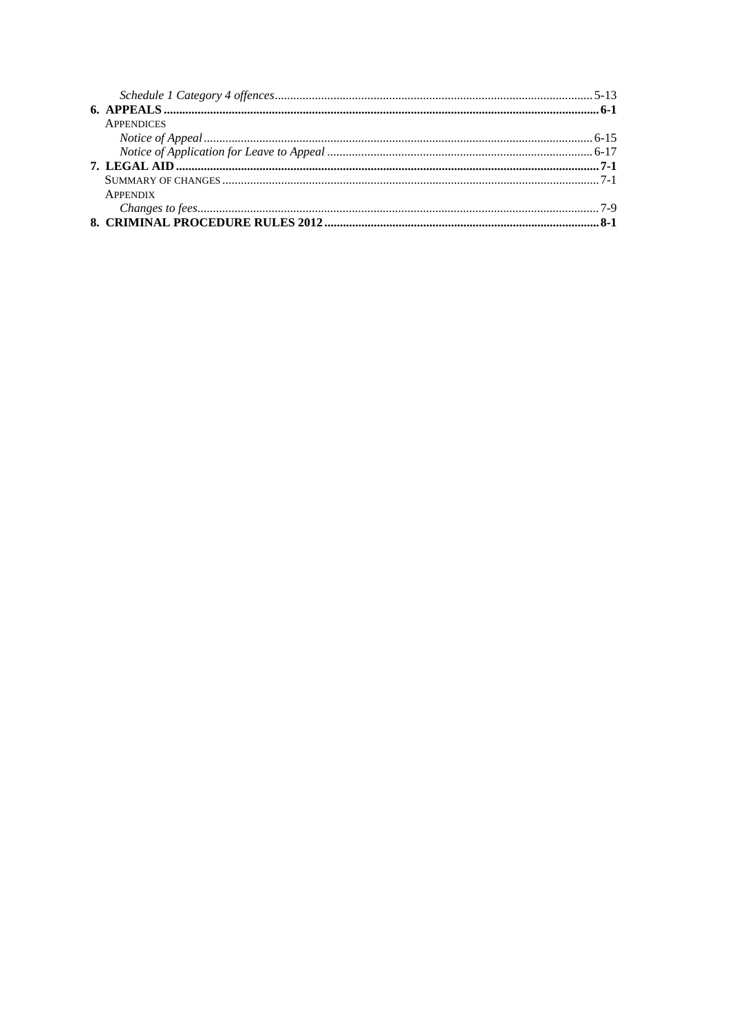*Schedule 1 Category 4 offences* ..... 5-13

**6. APPEALS ..... 6-1**

APPENDICES

*Notice of Appeal* ..... 6-15

*Notice of Application for Leave to Appeal* ..... 6-17

**7. LEGAL AID ..... 7-1**

SUMMARY OF CHANGES ..... 7-1

APPENDIX

*Changes to fees* ..... 7-9

**8. CRIMINAL PROCEDURE RULES 2012 ..... 8-1**